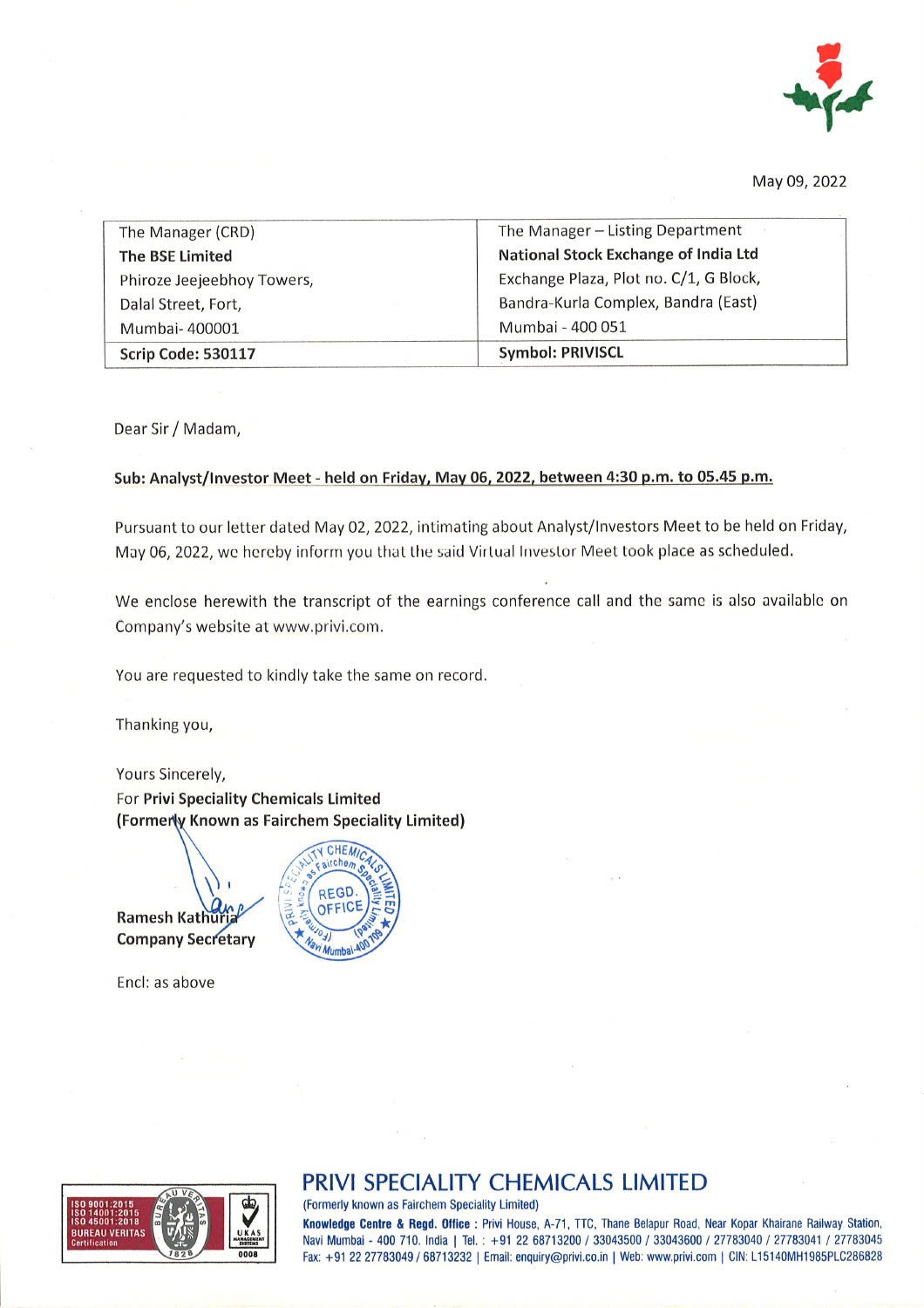May 09, 2022

| The Manager (CRD) | The Manager – Listing Department |
|---|---|
| **The BSE Limited** | **National Stock Exchange of India Ltd** |
| Phiroze Jeejeebhoy Towers, | Exchange Plaza, Plot no. C/1, G Block, |
| Dalal Street, Fort, | Bandra-Kurla Complex, Bandra (East) |
| Mumbai- 400001 | Mumbai - 400 051 |
| **Scrip Code: 530117** | **Symbol: PRIVISCL** |

Dear Sir / Madam,

**Sub: Analyst/Investor Meet - held on Friday, May 06, 2022, between 4:30 p.m. to 05.45 p.m.**

Pursuant to our letter dated May 02, 2022, intimating about Analyst/Investors Meet to be held on Friday, May 06, 2022, we hereby inform you that the said Virtual Investor Meet took place as scheduled.

We enclose herewith the transcript of the earnings conference call and the same is also available on Company's website at www.privi.com.

You are requested to kindly take the same on record.

Thanking you,

Yours Sincerely,
For **Privi Speciality Chemicals Limited**
**(Formerly Known as Fairchem Speciality Limited)**

**Ramesh Kathuria**
**Company Secretary**

Encl: as above

## PRIVI SPECIALITY CHEMICALS LIMITED

(Formerly known as Fairchem Speciality Limited)

**Knowledge Centre & Regd. Office :** Privi House, A-71, TTC, Thane Belapur Road, Near Kopar Khairane Railway Station, Navi Mumbai - 400 710. India | Tel. : +91 22 68713200 / 33043500 / 33043600 / 27783040 / 27783041 / 27783045 Fax: +91 22 27783049 / 68713232 | Email: enquiry@privi.co.in | Web: www.privi.com | CIN: L15140MH1985PLC286828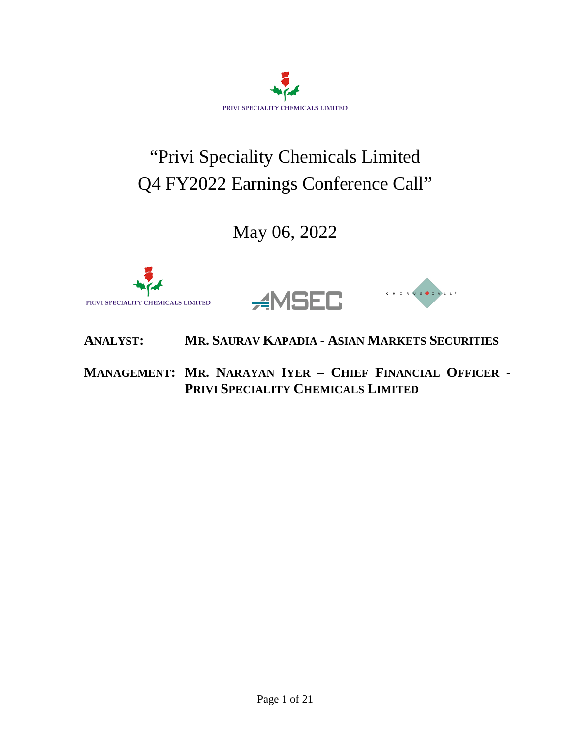PRIVI SPECIALITY CHEMICALS LIMITED

# "Privi Speciality Chemicals Limited Q4 FY2022 Earnings Conference Call"

## May 06, 2022

PRIVI SPECIALITY CHEMICALS LIMITED

**ANALYST: MR. SAURAV KAPADIA - ASIAN MARKETS SECURITIES**

**MANAGEMENT: MR. NARAYAN IYER – CHIEF FINANCIAL OFFICER - PRIVI SPECIALITY CHEMICALS LIMITED**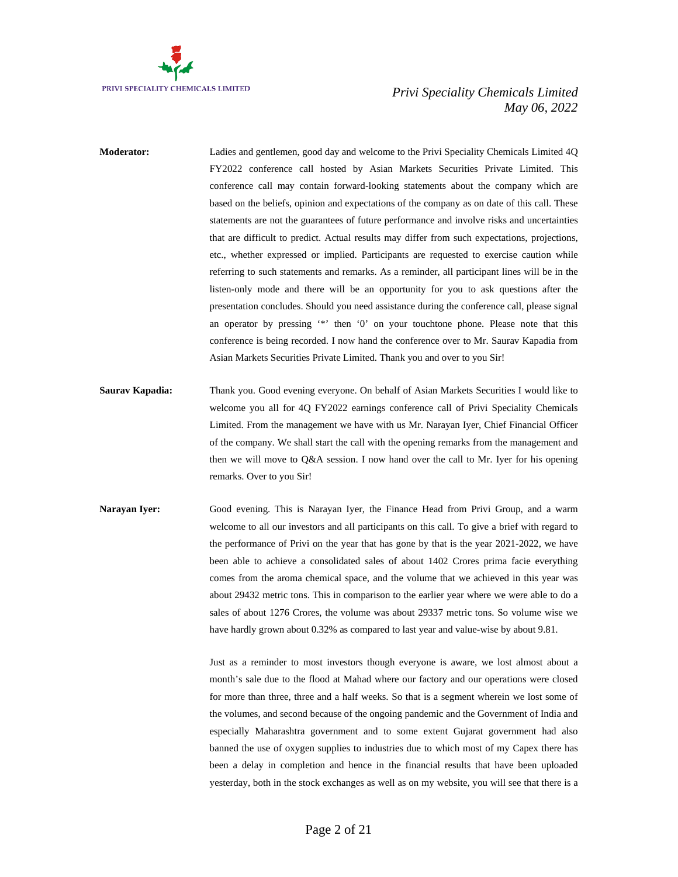**Moderator:** Ladies and gentlemen, good day and welcome to the Privi Speciality Chemicals Limited 4Q FY2022 conference call hosted by Asian Markets Securities Private Limited. This conference call may contain forward-looking statements about the company which are based on the beliefs, opinion and expectations of the company as on date of this call. These statements are not the guarantees of future performance and involve risks and uncertainties that are difficult to predict. Actual results may differ from such expectations, projections, etc., whether expressed or implied. Participants are requested to exercise caution while referring to such statements and remarks. As a reminder, all participant lines will be in the listen-only mode and there will be an opportunity for you to ask questions after the presentation concludes. Should you need assistance during the conference call, please signal an operator by pressing '*' then '0' on your touchtone phone. Please note that this conference is being recorded. I now hand the conference over to Mr. Saurav Kapadia from Asian Markets Securities Private Limited. Thank you and over to you Sir!

**Saurav Kapadia:** Thank you. Good evening everyone. On behalf of Asian Markets Securities I would like to welcome you all for 4Q FY2022 earnings conference call of Privi Speciality Chemicals Limited. From the management we have with us Mr. Narayan Iyer, Chief Financial Officer of the company. We shall start the call with the opening remarks from the management and then we will move to Q&A session. I now hand over the call to Mr. Iyer for his opening remarks. Over to you Sir!

**Narayan Iyer:** Good evening. This is Narayan Iyer, the Finance Head from Privi Group, and a warm welcome to all our investors and all participants on this call. To give a brief with regard to the performance of Privi on the year that has gone by that is the year 2021-2022, we have been able to achieve a consolidated sales of about 1402 Crores prima facie everything comes from the aroma chemical space, and the volume that we achieved in this year was about 29432 metric tons. This in comparison to the earlier year where we were able to do a sales of about 1276 Crores, the volume was about 29337 metric tons. So volume wise we have hardly grown about 0.32% as compared to last year and value-wise by about 9.81.

Just as a reminder to most investors though everyone is aware, we lost almost about a month's sale due to the flood at Mahad where our factory and our operations were closed for more than three, three and a half weeks. So that is a segment wherein we lost some of the volumes, and second because of the ongoing pandemic and the Government of India and especially Maharashtra government and to some extent Gujarat government had also banned the use of oxygen supplies to industries due to which most of my Capex there has been a delay in completion and hence in the financial results that have been uploaded yesterday, both in the stock exchanges as well as on my website, you will see that there is a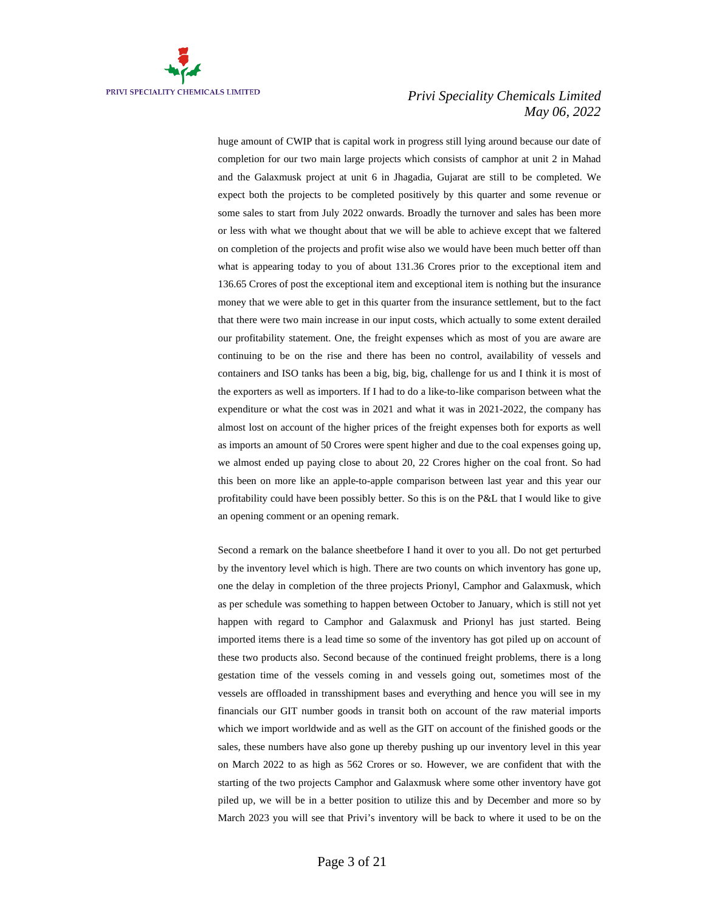huge amount of CWIP that is capital work in progress still lying around because our date of completion for our two main large projects which consists of camphor at unit 2 in Mahad and the Galaxmusk project at unit 6 in Jhagadia, Gujarat are still to be completed. We expect both the projects to be completed positively by this quarter and some revenue or some sales to start from July 2022 onwards. Broadly the turnover and sales has been more or less with what we thought about that we will be able to achieve except that we faltered on completion of the projects and profit wise also we would have been much better off than what is appearing today to you of about 131.36 Crores prior to the exceptional item and 136.65 Crores of post the exceptional item and exceptional item is nothing but the insurance money that we were able to get in this quarter from the insurance settlement, but to the fact that there were two main increase in our input costs, which actually to some extent derailed our profitability statement. One, the freight expenses which as most of you are aware are continuing to be on the rise and there has been no control, availability of vessels and containers and ISO tanks has been a big, big, big, challenge for us and I think it is most of the exporters as well as importers. If I had to do a like-to-like comparison between what the expenditure or what the cost was in 2021 and what it was in 2021-2022, the company has almost lost on account of the higher prices of the freight expenses both for exports as well as imports an amount of 50 Crores were spent higher and due to the coal expenses going up, we almost ended up paying close to about 20, 22 Crores higher on the coal front. So had this been on more like an apple-to-apple comparison between last year and this year our profitability could have been possibly better. So this is on the P&L that I would like to give an opening comment or an opening remark.

Second a remark on the balance sheetbefore I hand it over to you all. Do not get perturbed by the inventory level which is high. There are two counts on which inventory has gone up, one the delay in completion of the three projects Prionyl, Camphor and Galaxmusk, which as per schedule was something to happen between October to January, which is still not yet happen with regard to Camphor and Galaxmusk and Prionyl has just started. Being imported items there is a lead time so some of the inventory has got piled up on account of these two products also. Second because of the continued freight problems, there is a long gestation time of the vessels coming in and vessels going out, sometimes most of the vessels are offloaded in transshipment bases and everything and hence you will see in my financials our GIT number goods in transit both on account of the raw material imports which we import worldwide and as well as the GIT on account of the finished goods or the sales, these numbers have also gone up thereby pushing up our inventory level in this year on March 2022 to as high as 562 Crores or so. However, we are confident that with the starting of the two projects Camphor and Galaxmusk where some other inventory have got piled up, we will be in a better position to utilize this and by December and more so by March 2023 you will see that Privi's inventory will be back to where it used to be on the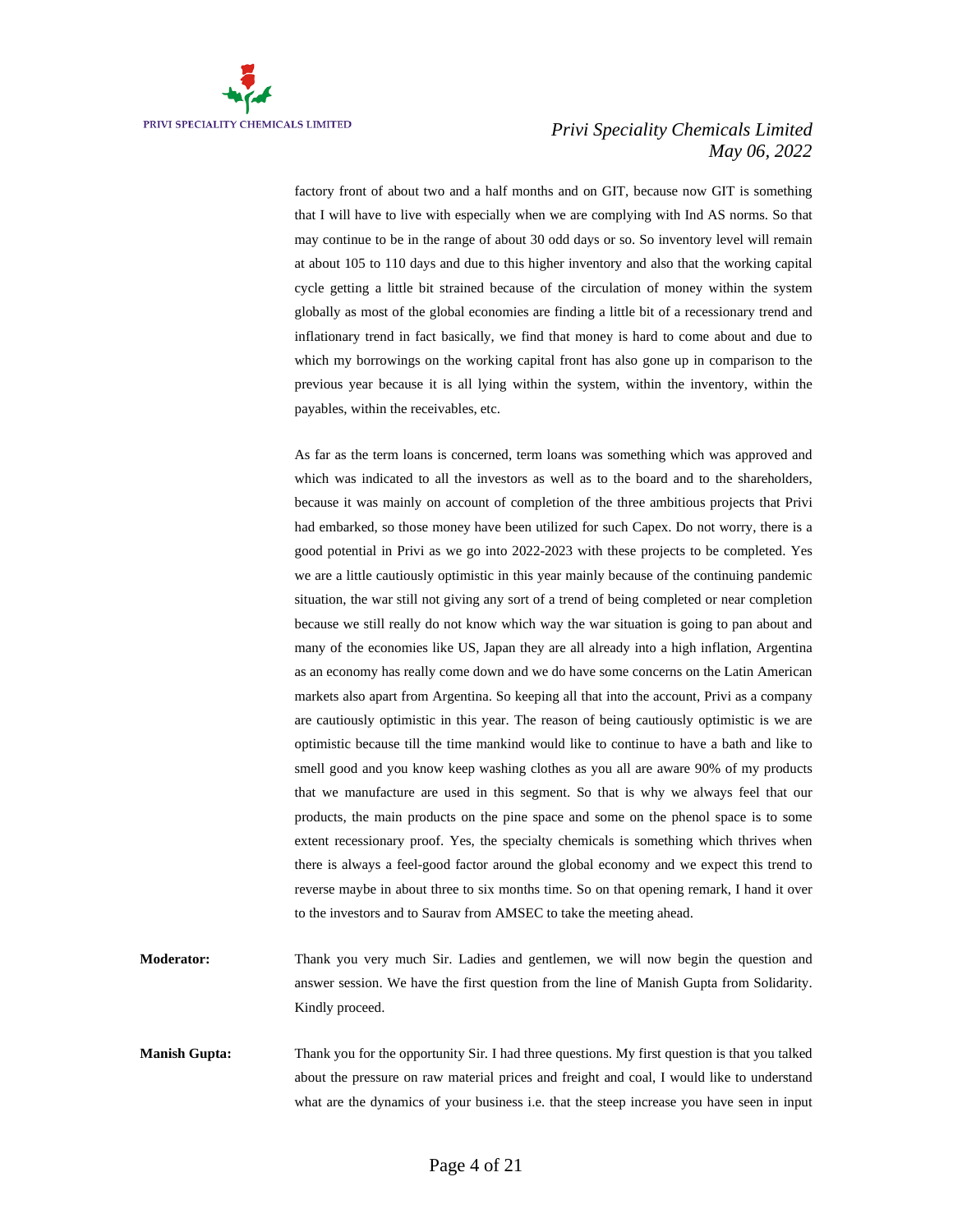factory front of about two and a half months and on GIT, because now GIT is something that I will have to live with especially when we are complying with Ind AS norms. So that may continue to be in the range of about 30 odd days or so. So inventory level will remain at about 105 to 110 days and due to this higher inventory and also that the working capital cycle getting a little bit strained because of the circulation of money within the system globally as most of the global economies are finding a little bit of a recessionary trend and inflationary trend in fact basically, we find that money is hard to come about and due to which my borrowings on the working capital front has also gone up in comparison to the previous year because it is all lying within the system, within the inventory, within the payables, within the receivables, etc.

As far as the term loans is concerned, term loans was something which was approved and which was indicated to all the investors as well as to the board and to the shareholders, because it was mainly on account of completion of the three ambitious projects that Privi had embarked, so those money have been utilized for such Capex. Do not worry, there is a good potential in Privi as we go into 2022-2023 with these projects to be completed. Yes we are a little cautiously optimistic in this year mainly because of the continuing pandemic situation, the war still not giving any sort of a trend of being completed or near completion because we still really do not know which way the war situation is going to pan about and many of the economies like US, Japan they are all already into a high inflation, Argentina as an economy has really come down and we do have some concerns on the Latin American markets also apart from Argentina. So keeping all that into the account, Privi as a company are cautiously optimistic in this year. The reason of being cautiously optimistic is we are optimistic because till the time mankind would like to continue to have a bath and like to smell good and you know keep washing clothes as you all are aware 90% of my products that we manufacture are used in this segment. So that is why we always feel that our products, the main products on the pine space and some on the phenol space is to some extent recessionary proof. Yes, the specialty chemicals is something which thrives when there is always a feel-good factor around the global economy and we expect this trend to reverse maybe in about three to six months time. So on that opening remark, I hand it over to the investors and to Saurav from AMSEC to take the meeting ahead.

**Moderator:** Thank you very much Sir. Ladies and gentlemen, we will now begin the question and answer session. We have the first question from the line of Manish Gupta from Solidarity. Kindly proceed.

**Manish Gupta:** Thank you for the opportunity Sir. I had three questions. My first question is that you talked about the pressure on raw material prices and freight and coal, I would like to understand what are the dynamics of your business i.e. that the steep increase you have seen in input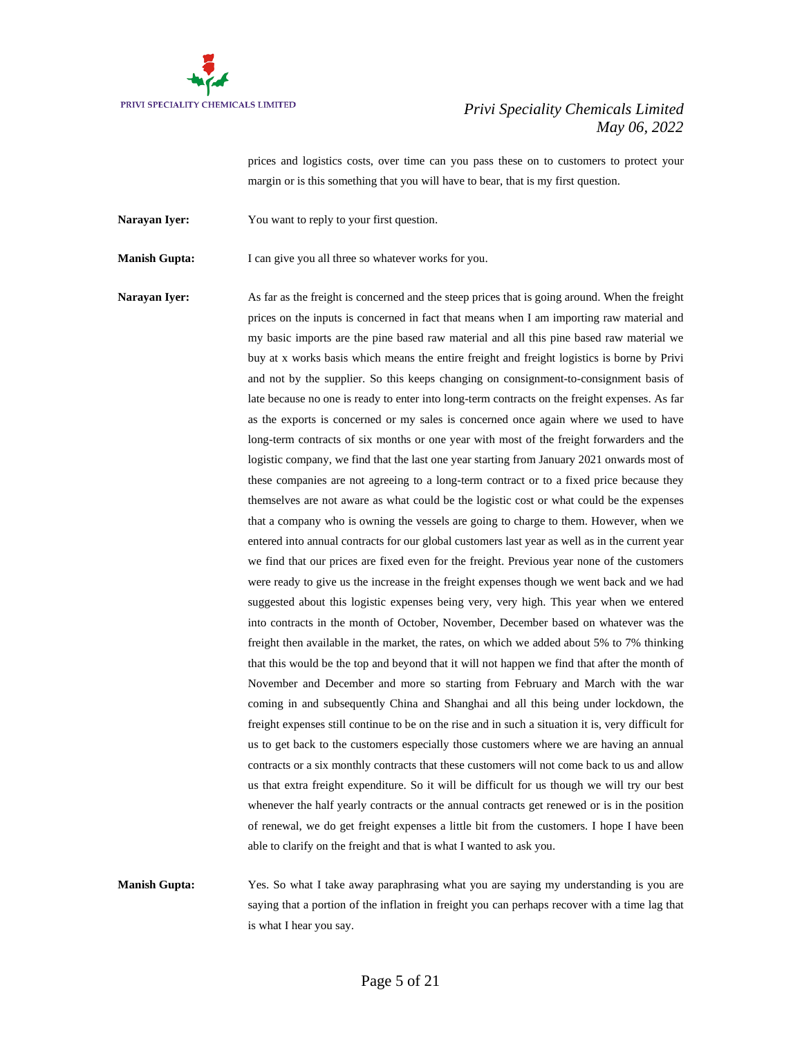prices and logistics costs, over time can you pass these on to customers to protect your margin or is this something that you will have to bear, that is my first question.

**Narayan Iyer:** You want to reply to your first question.

**Manish Gupta:** I can give you all three so whatever works for you.

**Narayan Iyer:** As far as the freight is concerned and the steep prices that is going around. When the freight prices on the inputs is concerned in fact that means when I am importing raw material and my basic imports are the pine based raw material and all this pine based raw material we buy at x works basis which means the entire freight and freight logistics is borne by Privi and not by the supplier. So this keeps changing on consignment-to-consignment basis of late because no one is ready to enter into long-term contracts on the freight expenses. As far as the exports is concerned or my sales is concerned once again where we used to have long-term contracts of six months or one year with most of the freight forwarders and the logistic company, we find that the last one year starting from January 2021 onwards most of these companies are not agreeing to a long-term contract or to a fixed price because they themselves are not aware as what could be the logistic cost or what could be the expenses that a company who is owning the vessels are going to charge to them. However, when we entered into annual contracts for our global customers last year as well as in the current year we find that our prices are fixed even for the freight. Previous year none of the customers were ready to give us the increase in the freight expenses though we went back and we had suggested about this logistic expenses being very, very high. This year when we entered into contracts in the month of October, November, December based on whatever was the freight then available in the market, the rates, on which we added about 5% to 7% thinking that this would be the top and beyond that it will not happen we find that after the month of November and December and more so starting from February and March with the war coming in and subsequently China and Shanghai and all this being under lockdown, the freight expenses still continue to be on the rise and in such a situation it is, very difficult for us to get back to the customers especially those customers where we are having an annual contracts or a six monthly contracts that these customers will not come back to us and allow us that extra freight expenditure. So it will be difficult for us though we will try our best whenever the half yearly contracts or the annual contracts get renewed or is in the position of renewal, we do get freight expenses a little bit from the customers. I hope I have been able to clarify on the freight and that is what I wanted to ask you.

**Manish Gupta:** Yes. So what I take away paraphrasing what you are saying my understanding is you are saying that a portion of the inflation in freight you can perhaps recover with a time lag that is what I hear you say.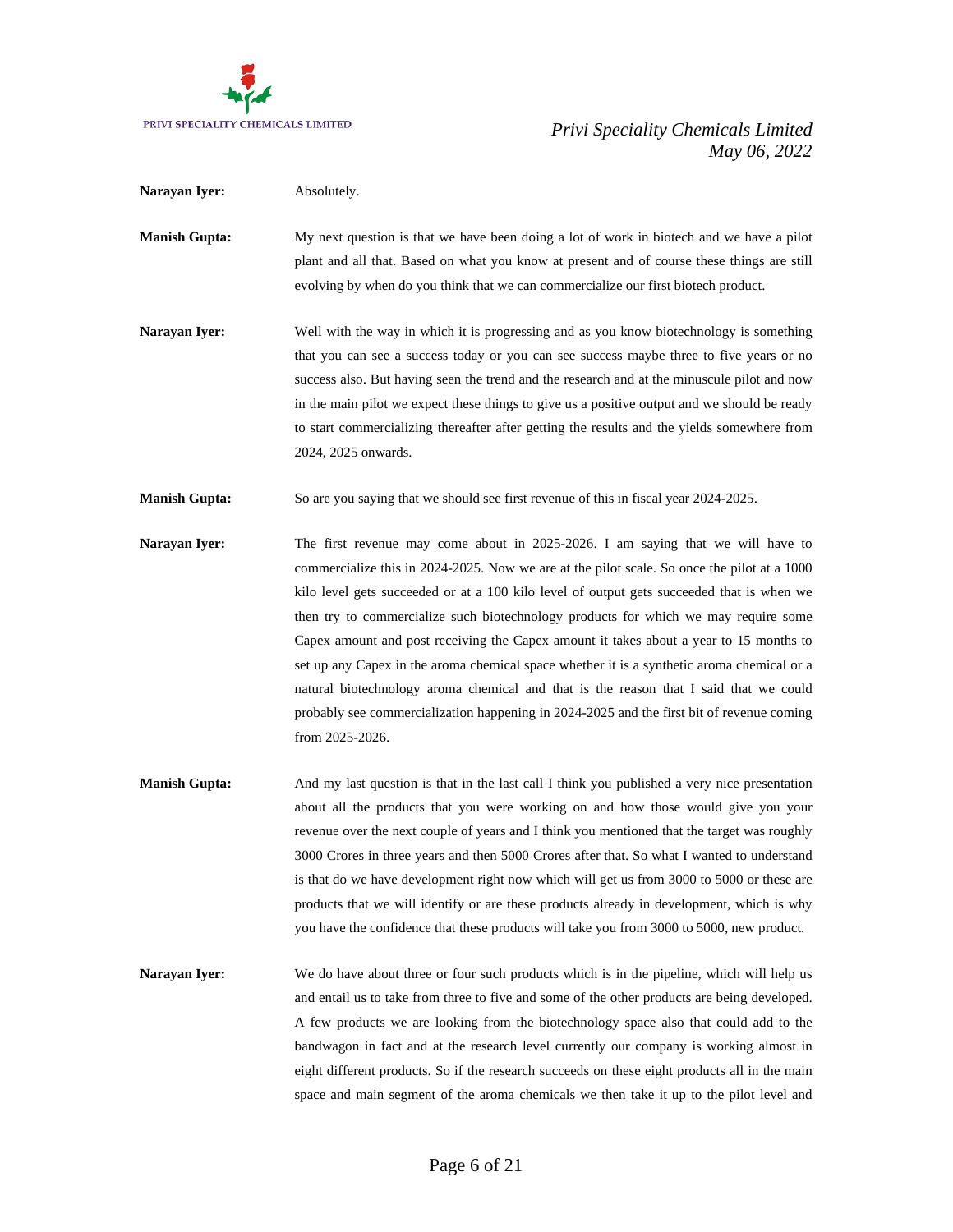**Narayan Iyer:** Absolutely.

**Manish Gupta:** My next question is that we have been doing a lot of work in biotech and we have a pilot plant and all that. Based on what you know at present and of course these things are still evolving by when do you think that we can commercialize our first biotech product.

**Narayan Iyer:** Well with the way in which it is progressing and as you know biotechnology is something that you can see a success today or you can see success maybe three to five years or no success also. But having seen the trend and the research and at the minuscule pilot and now in the main pilot we expect these things to give us a positive output and we should be ready to start commercializing thereafter after getting the results and the yields somewhere from 2024, 2025 onwards.

**Manish Gupta:** So are you saying that we should see first revenue of this in fiscal year 2024-2025.

**Narayan Iyer:** The first revenue may come about in 2025-2026. I am saying that we will have to commercialize this in 2024-2025. Now we are at the pilot scale. So once the pilot at a 1000 kilo level gets succeeded or at a 100 kilo level of output gets succeeded that is when we then try to commercialize such biotechnology products for which we may require some Capex amount and post receiving the Capex amount it takes about a year to 15 months to set up any Capex in the aroma chemical space whether it is a synthetic aroma chemical or a natural biotechnology aroma chemical and that is the reason that I said that we could probably see commercialization happening in 2024-2025 and the first bit of revenue coming from 2025-2026.

**Manish Gupta:** And my last question is that in the last call I think you published a very nice presentation about all the products that you were working on and how those would give you your revenue over the next couple of years and I think you mentioned that the target was roughly 3000 Crores in three years and then 5000 Crores after that. So what I wanted to understand is that do we have development right now which will get us from 3000 to 5000 or these are products that we will identify or are these products already in development, which is why you have the confidence that these products will take you from 3000 to 5000, new product.

**Narayan Iyer:** We do have about three or four such products which is in the pipeline, which will help us and entail us to take from three to five and some of the other products are being developed. A few products we are looking from the biotechnology space also that could add to the bandwagon in fact and at the research level currently our company is working almost in eight different products. So if the research succeeds on these eight products all in the main space and main segment of the aroma chemicals we then take it up to the pilot level and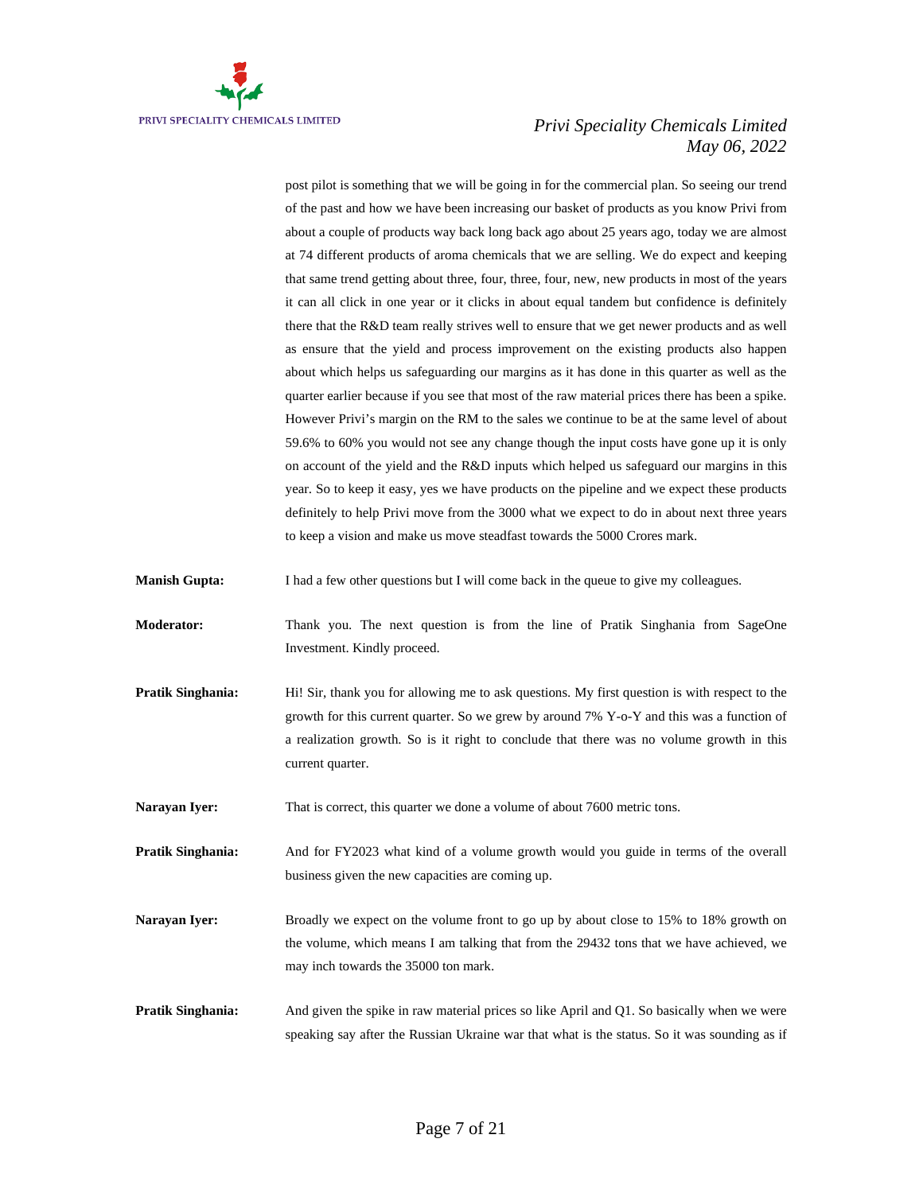post pilot is something that we will be going in for the commercial plan. So seeing our trend of the past and how we have been increasing our basket of products as you know Privi from about a couple of products way back long back ago about 25 years ago, today we are almost at 74 different products of aroma chemicals that we are selling. We do expect and keeping that same trend getting about three, four, three, four, new, new products in most of the years it can all click in one year or it clicks in about equal tandem but confidence is definitely there that the R&D team really strives well to ensure that we get newer products and as well as ensure that the yield and process improvement on the existing products also happen about which helps us safeguarding our margins as it has done in this quarter as well as the quarter earlier because if you see that most of the raw material prices there has been a spike. However Privi's margin on the RM to the sales we continue to be at the same level of about 59.6% to 60% you would not see any change though the input costs have gone up it is only on account of the yield and the R&D inputs which helped us safeguard our margins in this year. So to keep it easy, yes we have products on the pipeline and we expect these products definitely to help Privi move from the 3000 what we expect to do in about next three years to keep a vision and make us move steadfast towards the 5000 Crores mark.

**Manish Gupta:** I had a few other questions but I will come back in the queue to give my colleagues.

**Moderator:** Thank you. The next question is from the line of Pratik Singhania from SageOne Investment. Kindly proceed.

**Pratik Singhania:** Hi! Sir, thank you for allowing me to ask questions. My first question is with respect to the growth for this current quarter. So we grew by around 7% Y-o-Y and this was a function of a realization growth. So is it right to conclude that there was no volume growth in this current quarter.

**Narayan Iyer:** That is correct, this quarter we done a volume of about 7600 metric tons.

**Pratik Singhania:** And for FY2023 what kind of a volume growth would you guide in terms of the overall business given the new capacities are coming up.

**Narayan Iyer:** Broadly we expect on the volume front to go up by about close to 15% to 18% growth on the volume, which means I am talking that from the 29432 tons that we have achieved, we may inch towards the 35000 ton mark.

**Pratik Singhania:** And given the spike in raw material prices so like April and Q1. So basically when we were speaking say after the Russian Ukraine war that what is the status. So it was sounding as if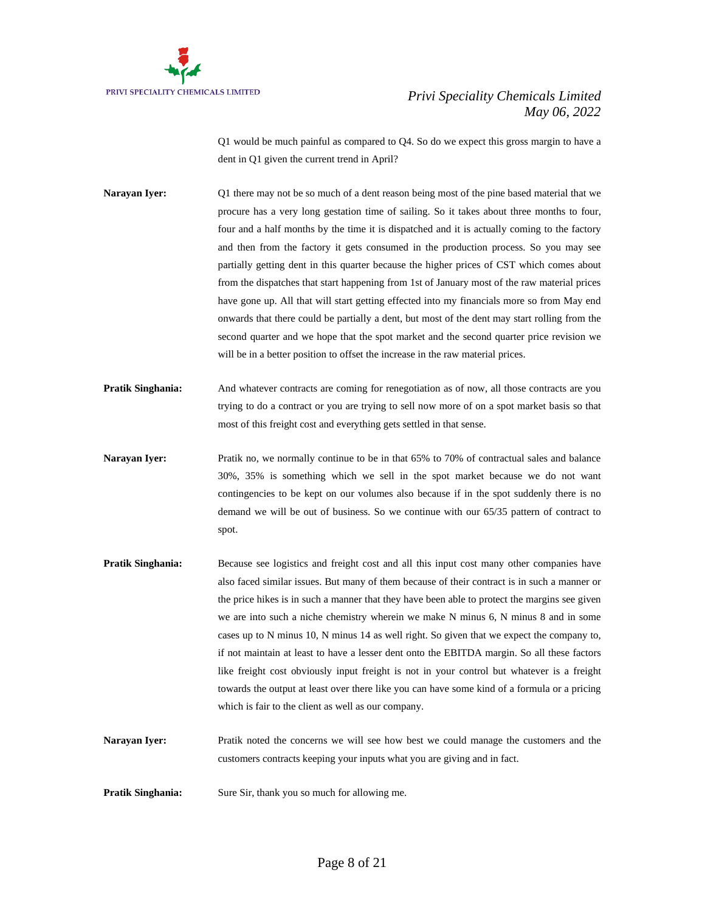Q1 would be much painful as compared to Q4. So do we expect this gross margin to have a dent in Q1 given the current trend in April?

**Narayan Iyer:** Q1 there may not be so much of a dent reason being most of the pine based material that we procure has a very long gestation time of sailing. So it takes about three months to four, four and a half months by the time it is dispatched and it is actually coming to the factory and then from the factory it gets consumed in the production process. So you may see partially getting dent in this quarter because the higher prices of CST which comes about from the dispatches that start happening from 1st of January most of the raw material prices have gone up. All that will start getting effected into my financials more so from May end onwards that there could be partially a dent, but most of the dent may start rolling from the second quarter and we hope that the spot market and the second quarter price revision we will be in a better position to offset the increase in the raw material prices.

**Pratik Singhania:** And whatever contracts are coming for renegotiation as of now, all those contracts are you trying to do a contract or you are trying to sell now more of on a spot market basis so that most of this freight cost and everything gets settled in that sense.

**Narayan Iyer:** Pratik no, we normally continue to be in that 65% to 70% of contractual sales and balance 30%, 35% is something which we sell in the spot market because we do not want contingencies to be kept on our volumes also because if in the spot suddenly there is no demand we will be out of business. So we continue with our 65/35 pattern of contract to spot.

**Pratik Singhania:** Because see logistics and freight cost and all this input cost many other companies have also faced similar issues. But many of them because of their contract is in such a manner or the price hikes is in such a manner that they have been able to protect the margins see given we are into such a niche chemistry wherein we make N minus 6, N minus 8 and in some cases up to N minus 10, N minus 14 as well right. So given that we expect the company to, if not maintain at least to have a lesser dent onto the EBITDA margin. So all these factors like freight cost obviously input freight is not in your control but whatever is a freight towards the output at least over there like you can have some kind of a formula or a pricing which is fair to the client as well as our company.

**Narayan Iyer:** Pratik noted the concerns we will see how best we could manage the customers and the customers contracts keeping your inputs what you are giving and in fact.

**Pratik Singhania:** Sure Sir, thank you so much for allowing me.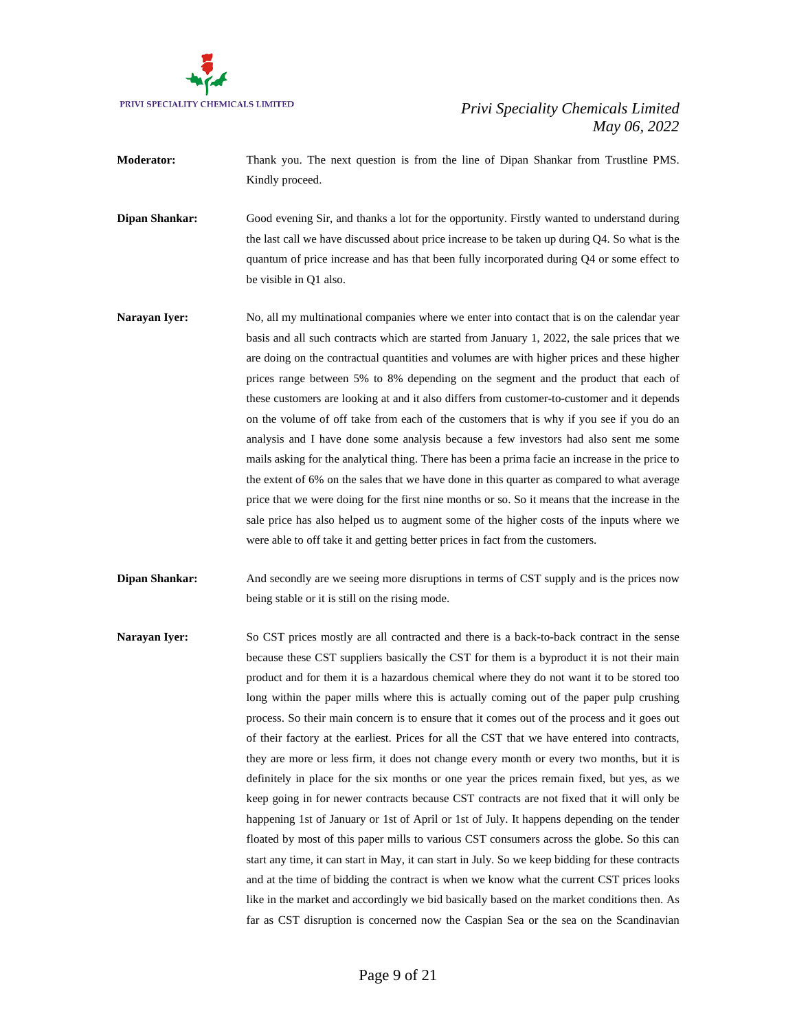**Moderator:** Thank you. The next question is from the line of Dipan Shankar from Trustline PMS. Kindly proceed.

**Dipan Shankar:** Good evening Sir, and thanks a lot for the opportunity. Firstly wanted to understand during the last call we have discussed about price increase to be taken up during Q4. So what is the quantum of price increase and has that been fully incorporated during Q4 or some effect to be visible in Q1 also.

**Narayan Iyer:** No, all my multinational companies where we enter into contact that is on the calendar year basis and all such contracts which are started from January 1, 2022, the sale prices that we are doing on the contractual quantities and volumes are with higher prices and these higher prices range between 5% to 8% depending on the segment and the product that each of these customers are looking at and it also differs from customer-to-customer and it depends on the volume of off take from each of the customers that is why if you see if you do an analysis and I have done some analysis because a few investors had also sent me some mails asking for the analytical thing. There has been a prima facie an increase in the price to the extent of 6% on the sales that we have done in this quarter as compared to what average price that we were doing for the first nine months or so. So it means that the increase in the sale price has also helped us to augment some of the higher costs of the inputs where we were able to off take it and getting better prices in fact from the customers.

**Dipan Shankar:** And secondly are we seeing more disruptions in terms of CST supply and is the prices now being stable or it is still on the rising mode.

**Narayan Iyer:** So CST prices mostly are all contracted and there is a back-to-back contract in the sense because these CST suppliers basically the CST for them is a byproduct it is not their main product and for them it is a hazardous chemical where they do not want it to be stored too long within the paper mills where this is actually coming out of the paper pulp crushing process. So their main concern is to ensure that it comes out of the process and it goes out of their factory at the earliest. Prices for all the CST that we have entered into contracts, they are more or less firm, it does not change every month or every two months, but it is definitely in place for the six months or one year the prices remain fixed, but yes, as we keep going in for newer contracts because CST contracts are not fixed that it will only be happening 1st of January or 1st of April or 1st of July. It happens depending on the tender floated by most of this paper mills to various CST consumers across the globe. So this can start any time, it can start in May, it can start in July. So we keep bidding for these contracts and at the time of bidding the contract is when we know what the current CST prices looks like in the market and accordingly we bid basically based on the market conditions then. As far as CST disruption is concerned now the Caspian Sea or the sea on the Scandinavian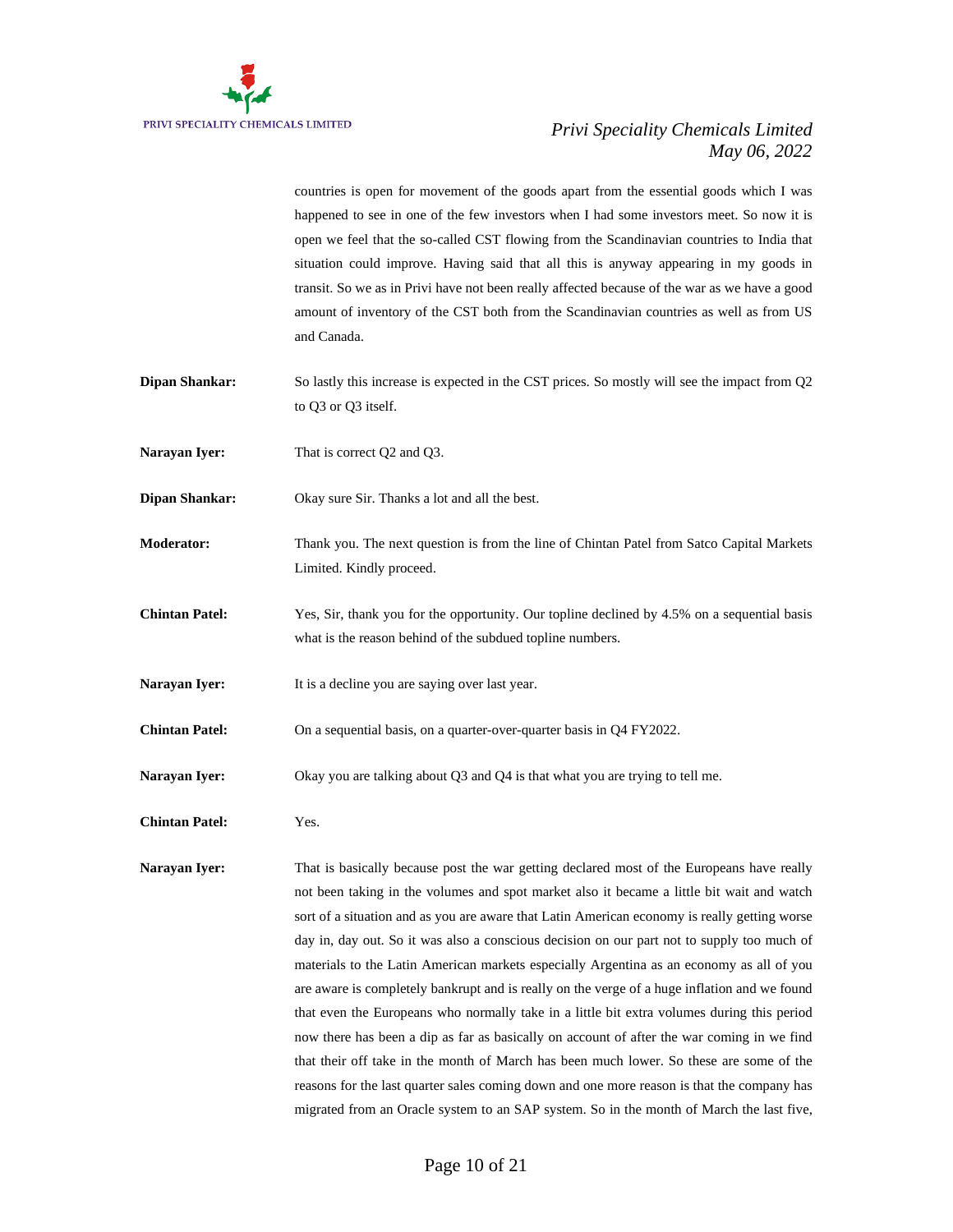countries is open for movement of the goods apart from the essential goods which I was happened to see in one of the few investors when I had some investors meet. So now it is open we feel that the so-called CST flowing from the Scandinavian countries to India that situation could improve. Having said that all this is anyway appearing in my goods in transit. So we as in Privi have not been really affected because of the war as we have a good amount of inventory of the CST both from the Scandinavian countries as well as from US and Canada.

**Dipan Shankar:** So lastly this increase is expected in the CST prices. So mostly will see the impact from Q2 to Q3 or Q3 itself.

**Narayan Iyer:** That is correct Q2 and Q3.

**Dipan Shankar:** Okay sure Sir. Thanks a lot and all the best.

**Moderator:** Thank you. The next question is from the line of Chintan Patel from Satco Capital Markets Limited. Kindly proceed.

**Chintan Patel:** Yes, Sir, thank you for the opportunity. Our topline declined by 4.5% on a sequential basis what is the reason behind of the subdued topline numbers.

**Narayan Iyer:** It is a decline you are saying over last year.

**Chintan Patel:** On a sequential basis, on a quarter-over-quarter basis in Q4 FY2022.

**Narayan Iyer:** Okay you are talking about Q3 and Q4 is that what you are trying to tell me.

**Chintan Patel:** Yes.

**Narayan Iyer:** That is basically because post the war getting declared most of the Europeans have really not been taking in the volumes and spot market also it became a little bit wait and watch sort of a situation and as you are aware that Latin American economy is really getting worse day in, day out. So it was also a conscious decision on our part not to supply too much of materials to the Latin American markets especially Argentina as an economy as all of you are aware is completely bankrupt and is really on the verge of a huge inflation and we found that even the Europeans who normally take in a little bit extra volumes during this period now there has been a dip as far as basically on account of after the war coming in we find that their off take in the month of March has been much lower. So these are some of the reasons for the last quarter sales coming down and one more reason is that the company has migrated from an Oracle system to an SAP system. So in the month of March the last five,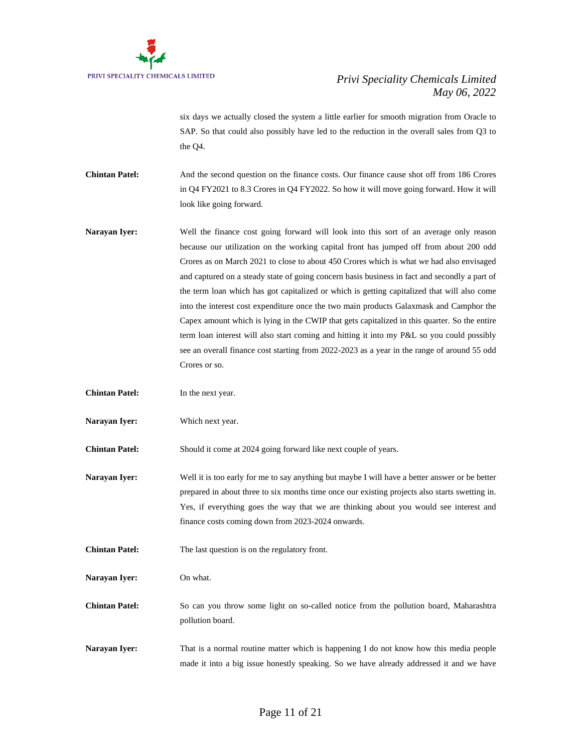six days we actually closed the system a little earlier for smooth migration from Oracle to SAP. So that could also possibly have led to the reduction in the overall sales from Q3 to the Q4.

**Chintan Patel:** And the second question on the finance costs. Our finance cause shot off from 186 Crores in Q4 FY2021 to 8.3 Crores in Q4 FY2022. So how it will move going forward. How it will look like going forward.

**Narayan Iyer:** Well the finance cost going forward will look into this sort of an average only reason because our utilization on the working capital front has jumped off from about 200 odd Crores as on March 2021 to close to about 450 Crores which is what we had also envisaged and captured on a steady state of going concern basis business in fact and secondly a part of the term loan which has got capitalized or which is getting capitalized that will also come into the interest cost expenditure once the two main products Galaxmask and Camphor the Capex amount which is lying in the CWIP that gets capitalized in this quarter. So the entire term loan interest will also start coming and hitting it into my P&L so you could possibly see an overall finance cost starting from 2022-2023 as a year in the range of around 55 odd Crores or so.

**Chintan Patel:** In the next year.

**Narayan Iyer:** Which next year.

**Chintan Patel:** Should it come at 2024 going forward like next couple of years.

**Narayan Iyer:** Well it is too early for me to say anything but maybe I will have a better answer or be better prepared in about three to six months time once our existing projects also starts swetting in. Yes, if everything goes the way that we are thinking about you would see interest and finance costs coming down from 2023-2024 onwards.

**Chintan Patel:** The last question is on the regulatory front.

**Narayan Iyer:** On what.

**Chintan Patel:** So can you throw some light on so-called notice from the pollution board, Maharashtra pollution board.

**Narayan Iyer:** That is a normal routine matter which is happening I do not know how this media people made it into a big issue honestly speaking. So we have already addressed it and we have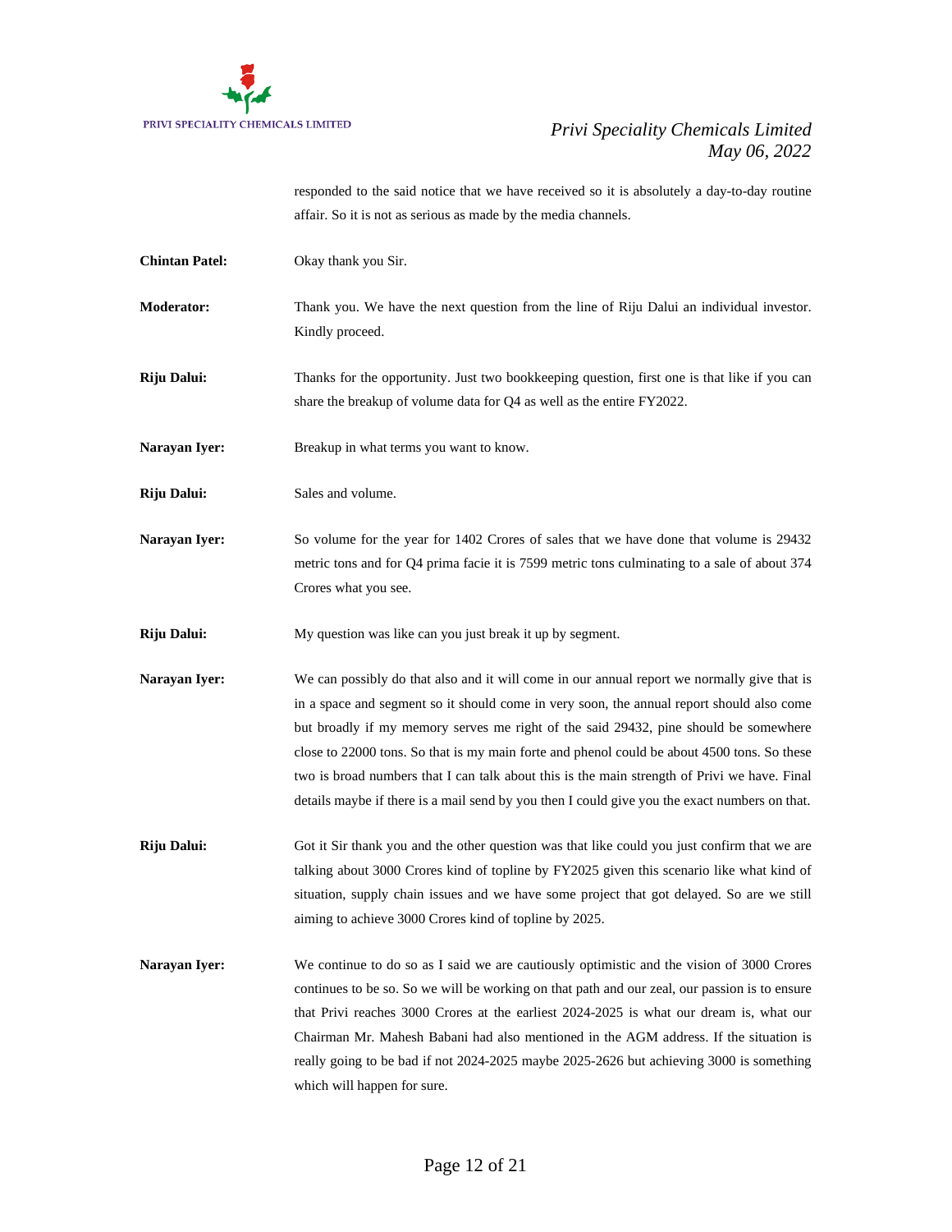responded to the said notice that we have received so it is absolutely a day-to-day routine affair. So it is not as serious as made by the media channels.

**Chintan Patel:** Okay thank you Sir.

**Moderator:** Thank you. We have the next question from the line of Riju Dalui an individual investor. Kindly proceed.

**Riju Dalui:** Thanks for the opportunity. Just two bookkeeping question, first one is that like if you can share the breakup of volume data for Q4 as well as the entire FY2022.

**Narayan Iyer:** Breakup in what terms you want to know.

**Riju Dalui:** Sales and volume.

**Narayan Iyer:** So volume for the year for 1402 Crores of sales that we have done that volume is 29432 metric tons and for Q4 prima facie it is 7599 metric tons culminating to a sale of about 374 Crores what you see.

**Riju Dalui:** My question was like can you just break it up by segment.

**Narayan Iyer:** We can possibly do that also and it will come in our annual report we normally give that is in a space and segment so it should come in very soon, the annual report should also come but broadly if my memory serves me right of the said 29432, pine should be somewhere close to 22000 tons. So that is my main forte and phenol could be about 4500 tons. So these two is broad numbers that I can talk about this is the main strength of Privi we have. Final details maybe if there is a mail send by you then I could give you the exact numbers on that.

**Riju Dalui:** Got it Sir thank you and the other question was that like could you just confirm that we are talking about 3000 Crores kind of topline by FY2025 given this scenario like what kind of situation, supply chain issues and we have some project that got delayed. So are we still aiming to achieve 3000 Crores kind of topline by 2025.

**Narayan Iyer:** We continue to do so as I said we are cautiously optimistic and the vision of 3000 Crores continues to be so. So we will be working on that path and our zeal, our passion is to ensure that Privi reaches 3000 Crores at the earliest 2024-2025 is what our dream is, what our Chairman Mr. Mahesh Babani had also mentioned in the AGM address. If the situation is really going to be bad if not 2024-2025 maybe 2025-2626 but achieving 3000 is something which will happen for sure.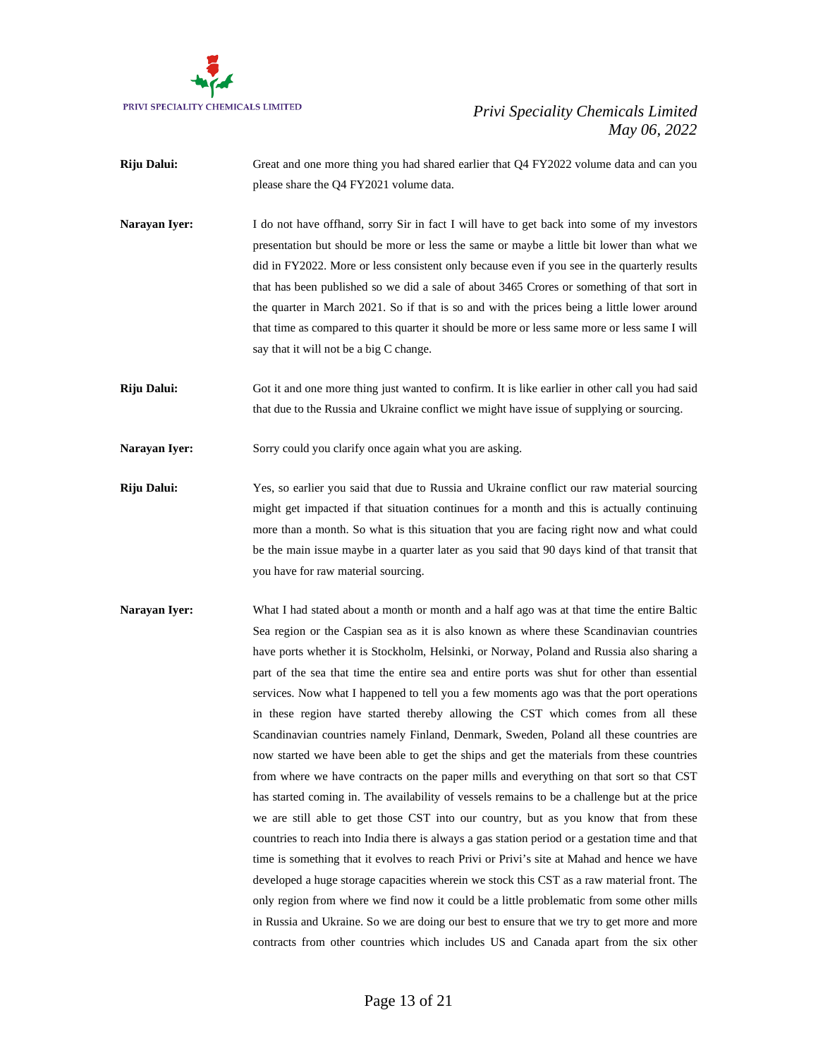**Riju Dalui:** Great and one more thing you had shared earlier that Q4 FY2022 volume data and can you please share the Q4 FY2021 volume data.

**Narayan Iyer:** I do not have offhand, sorry Sir in fact I will have to get back into some of my investors presentation but should be more or less the same or maybe a little bit lower than what we did in FY2022. More or less consistent only because even if you see in the quarterly results that has been published so we did a sale of about 3465 Crores or something of that sort in the quarter in March 2021. So if that is so and with the prices being a little lower around that time as compared to this quarter it should be more or less same more or less same I will say that it will not be a big C change.

**Riju Dalui:** Got it and one more thing just wanted to confirm. It is like earlier in other call you had said that due to the Russia and Ukraine conflict we might have issue of supplying or sourcing.

**Narayan Iyer:** Sorry could you clarify once again what you are asking.

**Riju Dalui:** Yes, so earlier you said that due to Russia and Ukraine conflict our raw material sourcing might get impacted if that situation continues for a month and this is actually continuing more than a month. So what is this situation that you are facing right now and what could be the main issue maybe in a quarter later as you said that 90 days kind of that transit that you have for raw material sourcing.

**Narayan Iyer:** What I had stated about a month or month and a half ago was at that time the entire Baltic Sea region or the Caspian sea as it is also known as where these Scandinavian countries have ports whether it is Stockholm, Helsinki, or Norway, Poland and Russia also sharing a part of the sea that time the entire sea and entire ports was shut for other than essential services. Now what I happened to tell you a few moments ago was that the port operations in these region have started thereby allowing the CST which comes from all these Scandinavian countries namely Finland, Denmark, Sweden, Poland all these countries are now started we have been able to get the ships and get the materials from these countries from where we have contracts on the paper mills and everything on that sort so that CST has started coming in. The availability of vessels remains to be a challenge but at the price we are still able to get those CST into our country, but as you know that from these countries to reach into India there is always a gas station period or a gestation time and that time is something that it evolves to reach Privi or Privi's site at Mahad and hence we have developed a huge storage capacities wherein we stock this CST as a raw material front. The only region from where we find now it could be a little problematic from some other mills in Russia and Ukraine. So we are doing our best to ensure that we try to get more and more contracts from other countries which includes US and Canada apart from the six other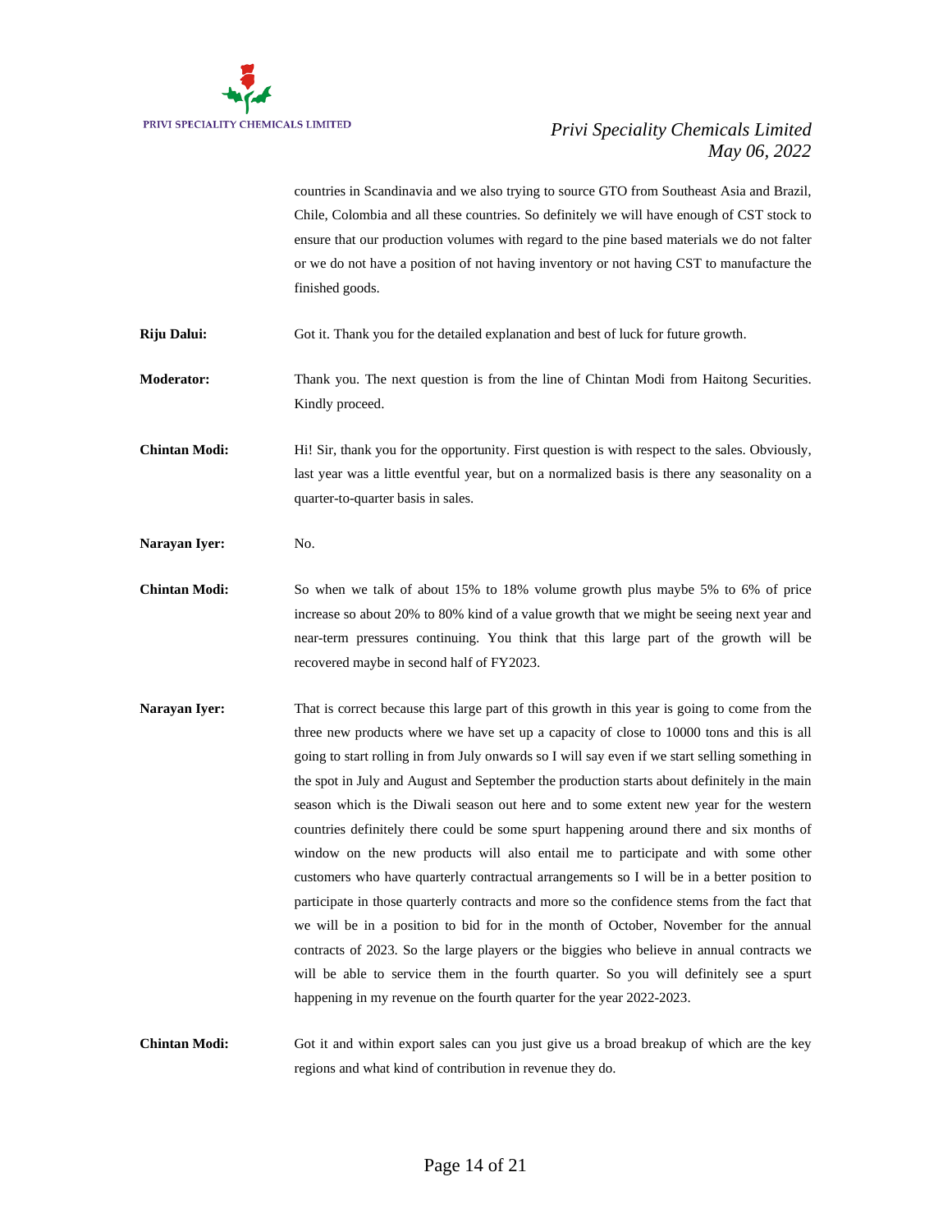countries in Scandinavia and we also trying to source GTO from Southeast Asia and Brazil, Chile, Colombia and all these countries. So definitely we will have enough of CST stock to ensure that our production volumes with regard to the pine based materials we do not falter or we do not have a position of not having inventory or not having CST to manufacture the finished goods.

**Riju Dalui:** Got it. Thank you for the detailed explanation and best of luck for future growth.

**Moderator:** Thank you. The next question is from the line of Chintan Modi from Haitong Securities. Kindly proceed.

**Chintan Modi:** Hi! Sir, thank you for the opportunity. First question is with respect to the sales. Obviously, last year was a little eventful year, but on a normalized basis is there any seasonality on a quarter-to-quarter basis in sales.

**Narayan Iyer:** No.

**Chintan Modi:** So when we talk of about 15% to 18% volume growth plus maybe 5% to 6% of price increase so about 20% to 80% kind of a value growth that we might be seeing next year and near-term pressures continuing. You think that this large part of the growth will be recovered maybe in second half of FY2023.

**Narayan Iyer:** That is correct because this large part of this growth in this year is going to come from the three new products where we have set up a capacity of close to 10000 tons and this is all going to start rolling in from July onwards so I will say even if we start selling something in the spot in July and August and September the production starts about definitely in the main season which is the Diwali season out here and to some extent new year for the western countries definitely there could be some spurt happening around there and six months of window on the new products will also entail me to participate and with some other customers who have quarterly contractual arrangements so I will be in a better position to participate in those quarterly contracts and more so the confidence stems from the fact that we will be in a position to bid for in the month of October, November for the annual contracts of 2023. So the large players or the biggies who believe in annual contracts we will be able to service them in the fourth quarter. So you will definitely see a spurt happening in my revenue on the fourth quarter for the year 2022-2023.

**Chintan Modi:** Got it and within export sales can you just give us a broad breakup of which are the key regions and what kind of contribution in revenue they do.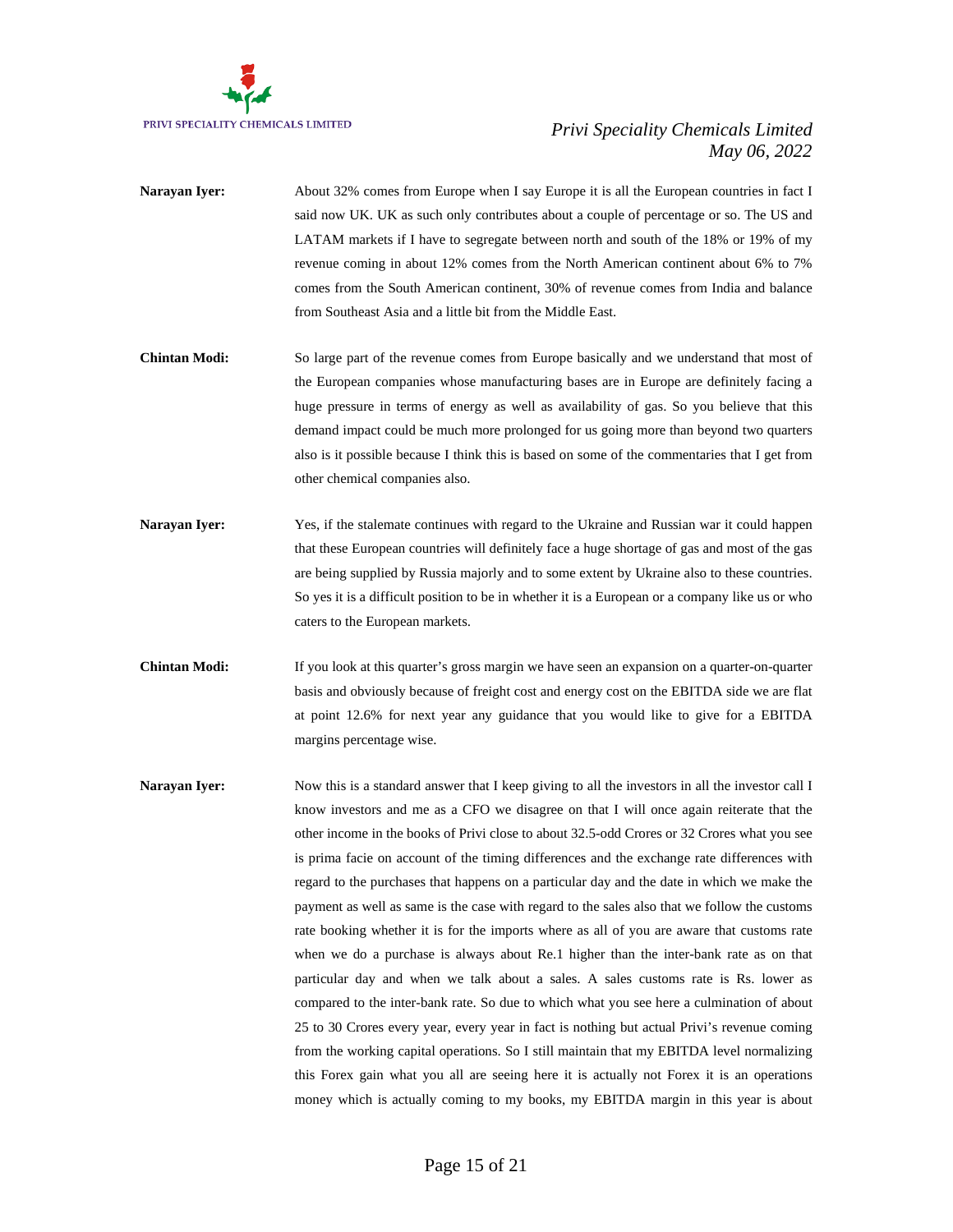**Narayan Iyer:** About 32% comes from Europe when I say Europe it is all the European countries in fact I said now UK. UK as such only contributes about a couple of percentage or so. The US and LATAM markets if I have to segregate between north and south of the 18% or 19% of my revenue coming in about 12% comes from the North American continent about 6% to 7% comes from the South American continent, 30% of revenue comes from India and balance from Southeast Asia and a little bit from the Middle East.

**Chintan Modi:** So large part of the revenue comes from Europe basically and we understand that most of the European companies whose manufacturing bases are in Europe are definitely facing a huge pressure in terms of energy as well as availability of gas. So you believe that this demand impact could be much more prolonged for us going more than beyond two quarters also is it possible because I think this is based on some of the commentaries that I get from other chemical companies also.

**Narayan Iyer:** Yes, if the stalemate continues with regard to the Ukraine and Russian war it could happen that these European countries will definitely face a huge shortage of gas and most of the gas are being supplied by Russia majorly and to some extent by Ukraine also to these countries. So yes it is a difficult position to be in whether it is a European or a company like us or who caters to the European markets.

**Chintan Modi:** If you look at this quarter's gross margin we have seen an expansion on a quarter-on-quarter basis and obviously because of freight cost and energy cost on the EBITDA side we are flat at point 12.6% for next year any guidance that you would like to give for a EBITDA margins percentage wise.

**Narayan Iyer:** Now this is a standard answer that I keep giving to all the investors in all the investor call I know investors and me as a CFO we disagree on that I will once again reiterate that the other income in the books of Privi close to about 32.5-odd Crores or 32 Crores what you see is prima facie on account of the timing differences and the exchange rate differences with regard to the purchases that happens on a particular day and the date in which we make the payment as well as same is the case with regard to the sales also that we follow the customs rate booking whether it is for the imports where as all of you are aware that customs rate when we do a purchase is always about Re.1 higher than the inter-bank rate as on that particular day and when we talk about a sales. A sales customs rate is Rs. lower as compared to the inter-bank rate. So due to which what you see here a culmination of about 25 to 30 Crores every year, every year in fact is nothing but actual Privi's revenue coming from the working capital operations. So I still maintain that my EBITDA level normalizing this Forex gain what you all are seeing here it is actually not Forex it is an operations money which is actually coming to my books, my EBITDA margin in this year is about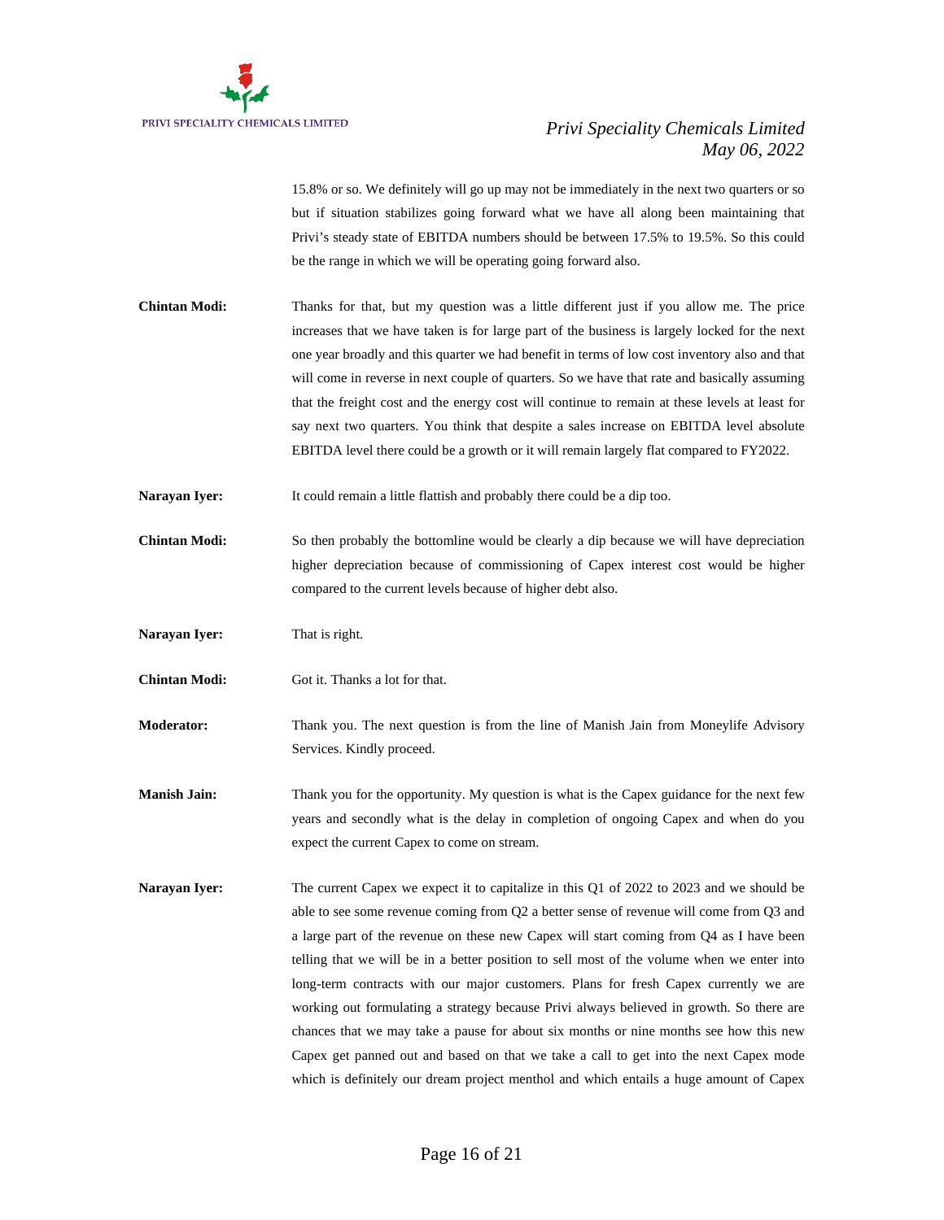15.8% or so. We definitely will go up may not be immediately in the next two quarters or so but if situation stabilizes going forward what we have all along been maintaining that Privi's steady state of EBITDA numbers should be between 17.5% to 19.5%. So this could be the range in which we will be operating going forward also.

**Chintan Modi:** Thanks for that, but my question was a little different just if you allow me. The price increases that we have taken is for large part of the business is largely locked for the next one year broadly and this quarter we had benefit in terms of low cost inventory also and that will come in reverse in next couple of quarters. So we have that rate and basically assuming that the freight cost and the energy cost will continue to remain at these levels at least for say next two quarters. You think that despite a sales increase on EBITDA level absolute EBITDA level there could be a growth or it will remain largely flat compared to FY2022.

**Narayan Iyer:** It could remain a little flattish and probably there could be a dip too.

**Chintan Modi:** So then probably the bottomline would be clearly a dip because we will have depreciation higher depreciation because of commissioning of Capex interest cost would be higher compared to the current levels because of higher debt also.

**Narayan Iyer:** That is right.

**Chintan Modi:** Got it. Thanks a lot for that.

**Moderator:** Thank you. The next question is from the line of Manish Jain from Moneylife Advisory Services. Kindly proceed.

**Manish Jain:** Thank you for the opportunity. My question is what is the Capex guidance for the next few years and secondly what is the delay in completion of ongoing Capex and when do you expect the current Capex to come on stream.

**Narayan Iyer:** The current Capex we expect it to capitalize in this Q1 of 2022 to 2023 and we should be able to see some revenue coming from Q2 a better sense of revenue will come from Q3 and a large part of the revenue on these new Capex will start coming from Q4 as I have been telling that we will be in a better position to sell most of the volume when we enter into long-term contracts with our major customers. Plans for fresh Capex currently we are working out formulating a strategy because Privi always believed in growth. So there are chances that we may take a pause for about six months or nine months see how this new Capex get panned out and based on that we take a call to get into the next Capex mode which is definitely our dream project menthol and which entails a huge amount of Capex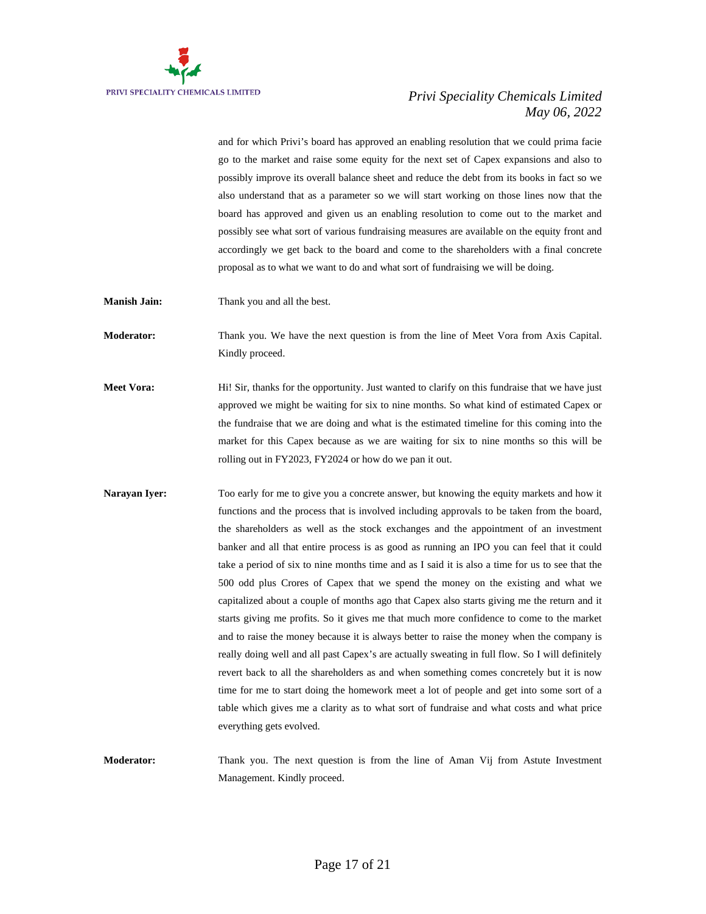and for which Privi's board has approved an enabling resolution that we could prima facie go to the market and raise some equity for the next set of Capex expansions and also to possibly improve its overall balance sheet and reduce the debt from its books in fact so we also understand that as a parameter so we will start working on those lines now that the board has approved and given us an enabling resolution to come out to the market and possibly see what sort of various fundraising measures are available on the equity front and accordingly we get back to the board and come to the shareholders with a final concrete proposal as to what we want to do and what sort of fundraising we will be doing.

**Manish Jain:** Thank you and all the best.

**Moderator:** Thank you. We have the next question is from the line of Meet Vora from Axis Capital. Kindly proceed.

**Meet Vora:** Hi! Sir, thanks for the opportunity. Just wanted to clarify on this fundraise that we have just approved we might be waiting for six to nine months. So what kind of estimated Capex or the fundraise that we are doing and what is the estimated timeline for this coming into the market for this Capex because as we are waiting for six to nine months so this will be rolling out in FY2023, FY2024 or how do we pan it out.

**Narayan Iyer:** Too early for me to give you a concrete answer, but knowing the equity markets and how it functions and the process that is involved including approvals to be taken from the board, the shareholders as well as the stock exchanges and the appointment of an investment banker and all that entire process is as good as running an IPO you can feel that it could take a period of six to nine months time and as I said it is also a time for us to see that the 500 odd plus Crores of Capex that we spend the money on the existing and what we capitalized about a couple of months ago that Capex also starts giving me the return and it starts giving me profits. So it gives me that much more confidence to come to the market and to raise the money because it is always better to raise the money when the company is really doing well and all past Capex's are actually sweating in full flow. So I will definitely revert back to all the shareholders as and when something comes concretely but it is now time for me to start doing the homework meet a lot of people and get into some sort of a table which gives me a clarity as to what sort of fundraise and what costs and what price everything gets evolved.

**Moderator:** Thank you. The next question is from the line of Aman Vij from Astute Investment Management. Kindly proceed.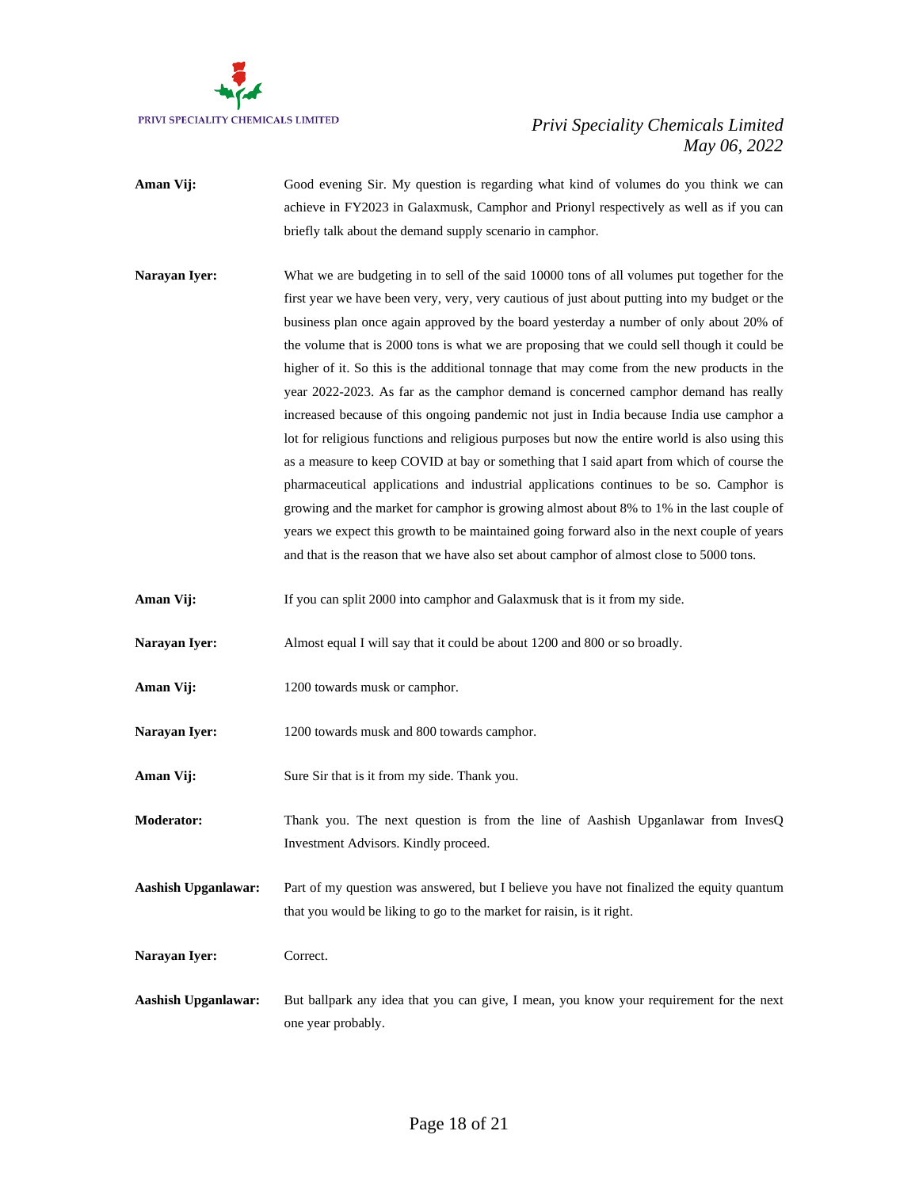**Aman Vij:** Good evening Sir. My question is regarding what kind of volumes do you think we can achieve in FY2023 in Galaxmusk, Camphor and Prionyl respectively as well as if you can briefly talk about the demand supply scenario in camphor.

**Narayan Iyer:** What we are budgeting in to sell of the said 10000 tons of all volumes put together for the first year we have been very, very, very cautious of just about putting into my budget or the business plan once again approved by the board yesterday a number of only about 20% of the volume that is 2000 tons is what we are proposing that we could sell though it could be higher of it. So this is the additional tonnage that may come from the new products in the year 2022-2023. As far as the camphor demand is concerned camphor demand has really increased because of this ongoing pandemic not just in India because India use camphor a lot for religious functions and religious purposes but now the entire world is also using this as a measure to keep COVID at bay or something that I said apart from which of course the pharmaceutical applications and industrial applications continues to be so. Camphor is growing and the market for camphor is growing almost about 8% to 1% in the last couple of years we expect this growth to be maintained going forward also in the next couple of years and that is the reason that we have also set about camphor of almost close to 5000 tons.

**Aman Vij:** If you can split 2000 into camphor and Galaxmusk that is it from my side.

**Narayan Iyer:** Almost equal I will say that it could be about 1200 and 800 or so broadly.

**Aman Vij:** 1200 towards musk or camphor.

**Narayan Iyer:** 1200 towards musk and 800 towards camphor.

**Aman Vij:** Sure Sir that is it from my side. Thank you.

**Moderator:** Thank you. The next question is from the line of Aashish Upganlawar from InvesQ Investment Advisors. Kindly proceed.

**Aashish Upganlawar:** Part of my question was answered, but I believe you have not finalized the equity quantum that you would be liking to go to the market for raisin, is it right.

**Narayan Iyer:** Correct.

**Aashish Upganlawar:** But ballpark any idea that you can give, I mean, you know your requirement for the next one year probably.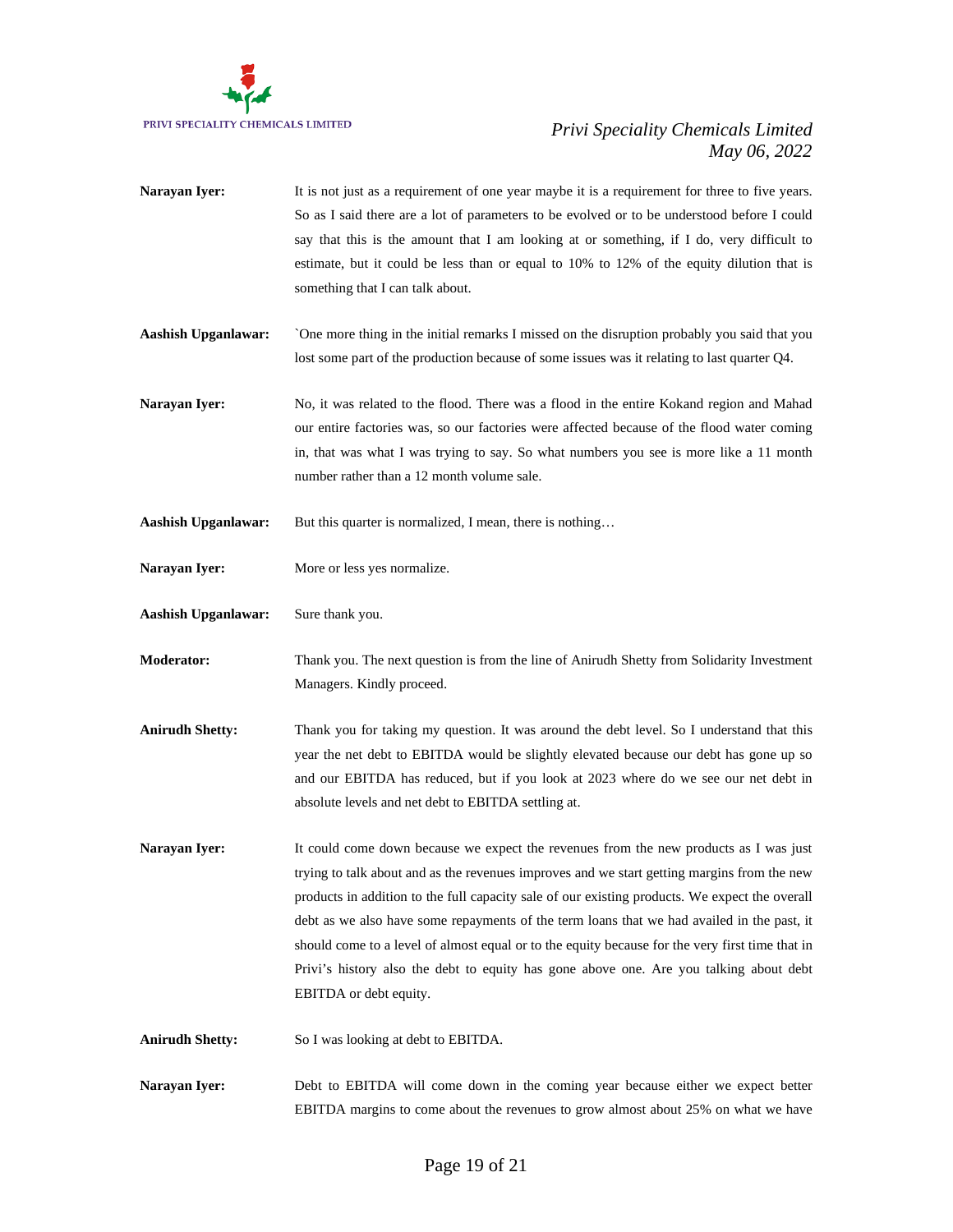**Narayan Iyer:** It is not just as a requirement of one year maybe it is a requirement for three to five years. So as I said there are a lot of parameters to be evolved or to be understood before I could say that this is the amount that I am looking at or something, if I do, very difficult to estimate, but it could be less than or equal to 10% to 12% of the equity dilution that is something that I can talk about.

**Aashish Upganlawar:** `One more thing in the initial remarks I missed on the disruption probably you said that you lost some part of the production because of some issues was it relating to last quarter Q4.

**Narayan Iyer:** No, it was related to the flood. There was a flood in the entire Kokand region and Mahad our entire factories was, so our factories were affected because of the flood water coming in, that was what I was trying to say. So what numbers you see is more like a 11 month number rather than a 12 month volume sale.

**Aashish Upganlawar:** But this quarter is normalized, I mean, there is nothing…

**Narayan Iyer:** More or less yes normalize.

**Aashish Upganlawar:** Sure thank you.

**Moderator:** Thank you. The next question is from the line of Anirudh Shetty from Solidarity Investment Managers. Kindly proceed.

**Anirudh Shetty:** Thank you for taking my question. It was around the debt level. So I understand that this year the net debt to EBITDA would be slightly elevated because our debt has gone up so and our EBITDA has reduced, but if you look at 2023 where do we see our net debt in absolute levels and net debt to EBITDA settling at.

**Narayan Iyer:** It could come down because we expect the revenues from the new products as I was just trying to talk about and as the revenues improves and we start getting margins from the new products in addition to the full capacity sale of our existing products. We expect the overall debt as we also have some repayments of the term loans that we had availed in the past, it should come to a level of almost equal or to the equity because for the very first time that in Privi's history also the debt to equity has gone above one. Are you talking about debt EBITDA or debt equity.

**Anirudh Shetty:** So I was looking at debt to EBITDA.

**Narayan Iyer:** Debt to EBITDA will come down in the coming year because either we expect better EBITDA margins to come about the revenues to grow almost about 25% on what we have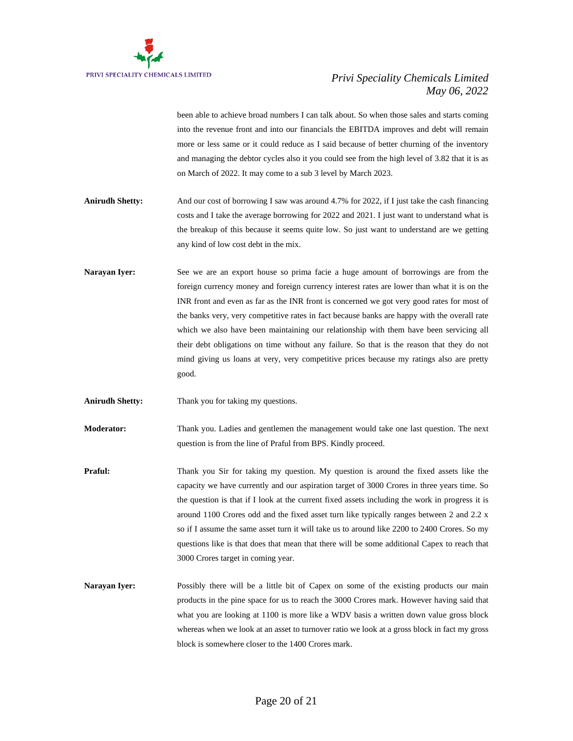been able to achieve broad numbers I can talk about. So when those sales and starts coming into the revenue front and into our financials the EBITDA improves and debt will remain more or less same or it could reduce as I said because of better churning of the inventory and managing the debtor cycles also it you could see from the high level of 3.82 that it is as on March of 2022. It may come to a sub 3 level by March 2023.

**Anirudh Shetty:** And our cost of borrowing I saw was around 4.7% for 2022, if I just take the cash financing costs and I take the average borrowing for 2022 and 2021. I just want to understand what is the breakup of this because it seems quite low. So just want to understand are we getting any kind of low cost debt in the mix.

**Narayan Iyer:** See we are an export house so prima facie a huge amount of borrowings are from the foreign currency money and foreign currency interest rates are lower than what it is on the INR front and even as far as the INR front is concerned we got very good rates for most of the banks very, very competitive rates in fact because banks are happy with the overall rate which we also have been maintaining our relationship with them have been servicing all their debt obligations on time without any failure. So that is the reason that they do not mind giving us loans at very, very competitive prices because my ratings also are pretty good.

**Anirudh Shetty:** Thank you for taking my questions.

**Moderator:** Thank you. Ladies and gentlemen the management would take one last question. The next question is from the line of Praful from BPS. Kindly proceed.

**Praful:** Thank you Sir for taking my question. My question is around the fixed assets like the capacity we have currently and our aspiration target of 3000 Crores in three years time. So the question is that if I look at the current fixed assets including the work in progress it is around 1100 Crores odd and the fixed asset turn like typically ranges between 2 and 2.2 x so if I assume the same asset turn it will take us to around like 2200 to 2400 Crores. So my questions like is that does that mean that there will be some additional Capex to reach that 3000 Crores target in coming year.

**Narayan Iyer:** Possibly there will be a little bit of Capex on some of the existing products our main products in the pine space for us to reach the 3000 Crores mark. However having said that what you are looking at 1100 is more like a WDV basis a written down value gross block whereas when we look at an asset to turnover ratio we look at a gross block in fact my gross block is somewhere closer to the 1400 Crores mark.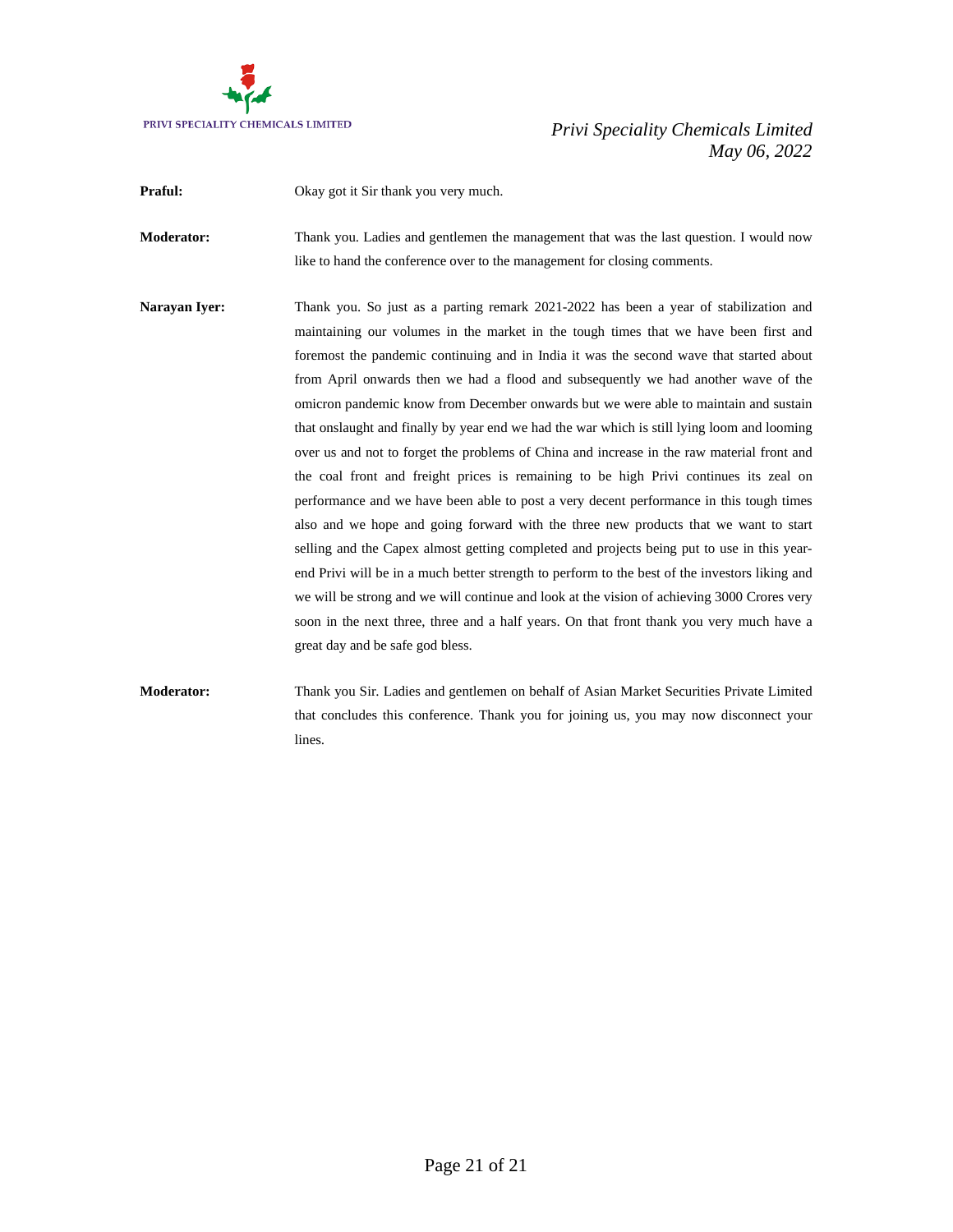**Praful:** Okay got it Sir thank you very much.

**Moderator:** Thank you. Ladies and gentlemen the management that was the last question. I would now like to hand the conference over to the management for closing comments.

**Narayan Iyer:** Thank you. So just as a parting remark 2021-2022 has been a year of stabilization and maintaining our volumes in the market in the tough times that we have been first and foremost the pandemic continuing and in India it was the second wave that started about from April onwards then we had a flood and subsequently we had another wave of the omicron pandemic know from December onwards but we were able to maintain and sustain that onslaught and finally by year end we had the war which is still lying loom and looming over us and not to forget the problems of China and increase in the raw material front and the coal front and freight prices is remaining to be high Privi continues its zeal on performance and we have been able to post a very decent performance in this tough times also and we hope and going forward with the three new products that we want to start selling and the Capex almost getting completed and projects being put to use in this year-end Privi will be in a much better strength to perform to the best of the investors liking and we will be strong and we will continue and look at the vision of achieving 3000 Crores very soon in the next three, three and a half years. On that front thank you very much have a great day and be safe god bless.

**Moderator:** Thank you Sir. Ladies and gentlemen on behalf of Asian Market Securities Private Limited that concludes this conference. Thank you for joining us, you may now disconnect your lines.